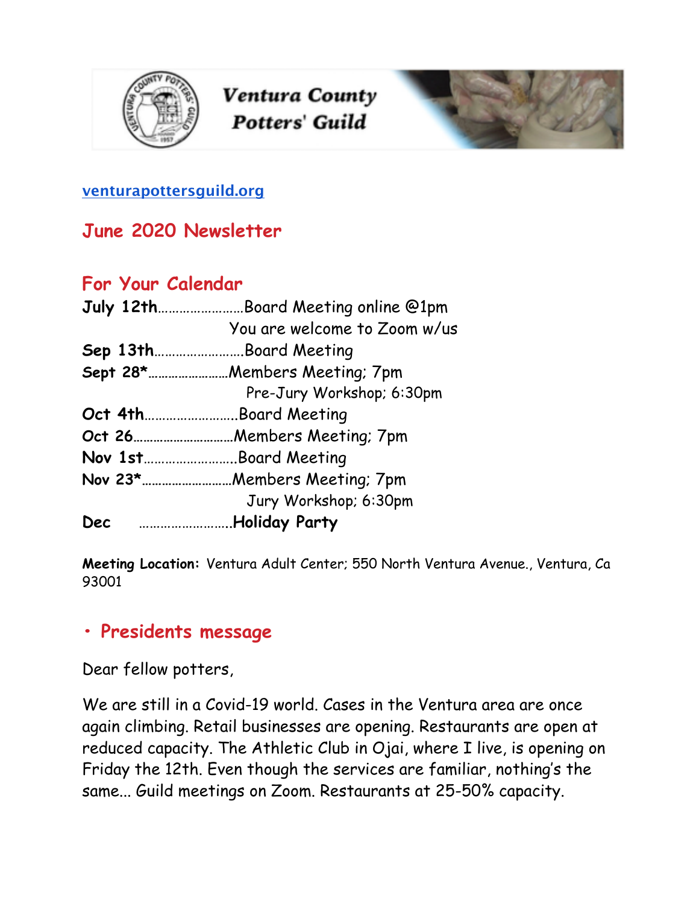# Ventura County Potters' Guild

venturapottersguild.org

## June 2020 Newsletter

## For Your Calendar

**July 12th**……………………Board Meeting online @1pm
You are welcome to Zoom w/us

**Sep 13th**…………………….Board Meeting

**Sept 28***……………………Members Meeting; 7pm
Pre-Jury Workshop; 6:30pm

**Oct 4th**……………………..Board Meeting

**Oct 26**…………………………Members Meeting; 7pm

**Nov 1st**……………………..Board Meeting

**Nov 23***……………………..Members Meeting; 7pm
Jury Workshop; 6:30pm

**Dec** ……………………..**Holiday Party**

**Meeting Location:** Ventura Adult Center; 550 North Ventura Avenue., Ventura, Ca 93001

## • Presidents message

Dear fellow potters,

We are still in a Covid-19 world. Cases in the Ventura area are once again climbing. Retail businesses are opening. Restaurants are open at reduced capacity. The Athletic Club in Ojai, where I live, is opening on Friday the 12th. Even though the services are familiar, nothing's the same... Guild meetings on Zoom. Restaurants at 25-50% capacity.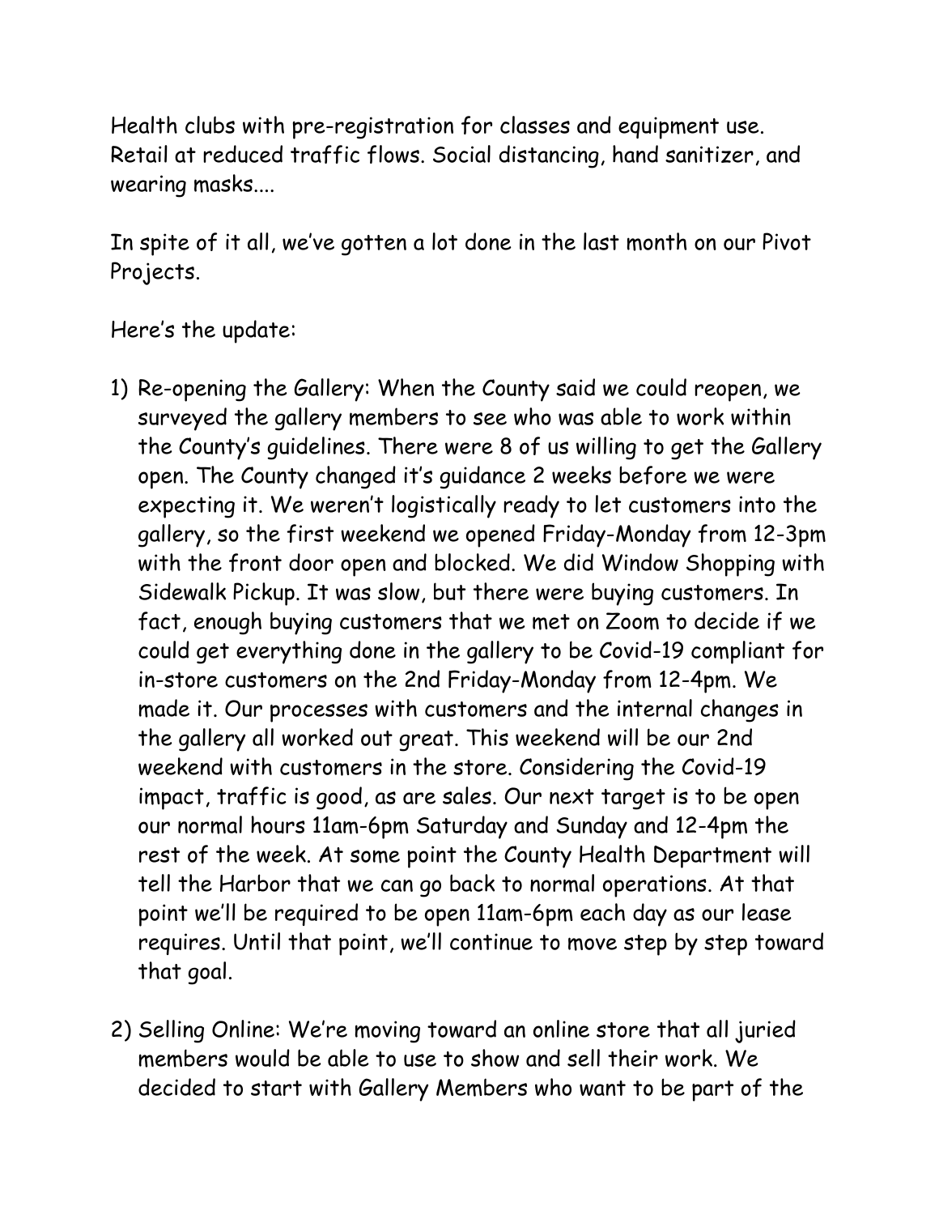Health clubs with pre-registration for classes and equipment use. Retail at reduced traffic flows. Social distancing, hand sanitizer, and wearing masks....

In spite of it all, we've gotten a lot done in the last month on our Pivot Projects.

Here's the update:

1) Re-opening the Gallery: When the County said we could reopen, we surveyed the gallery members to see who was able to work within the County's guidelines. There were 8 of us willing to get the Gallery open. The County changed it's guidance 2 weeks before we were expecting it. We weren't logistically ready to let customers into the gallery, so the first weekend we opened Friday-Monday from 12-3pm with the front door open and blocked. We did Window Shopping with Sidewalk Pickup. It was slow, but there were buying customers. In fact, enough buying customers that we met on Zoom to decide if we could get everything done in the gallery to be Covid-19 compliant for in-store customers on the 2nd Friday-Monday from 12-4pm. We made it. Our processes with customers and the internal changes in the gallery all worked out great. This weekend will be our 2nd weekend with customers in the store. Considering the Covid-19 impact, traffic is good, as are sales. Our next target is to be open our normal hours 11am-6pm Saturday and Sunday and 12-4pm the rest of the week. At some point the County Health Department will tell the Harbor that we can go back to normal operations. At that point we'll be required to be open 11am-6pm each day as our lease requires. Until that point, we'll continue to move step by step toward that goal.

2) Selling Online: We're moving toward an online store that all juried members would be able to use to show and sell their work. We decided to start with Gallery Members who want to be part of the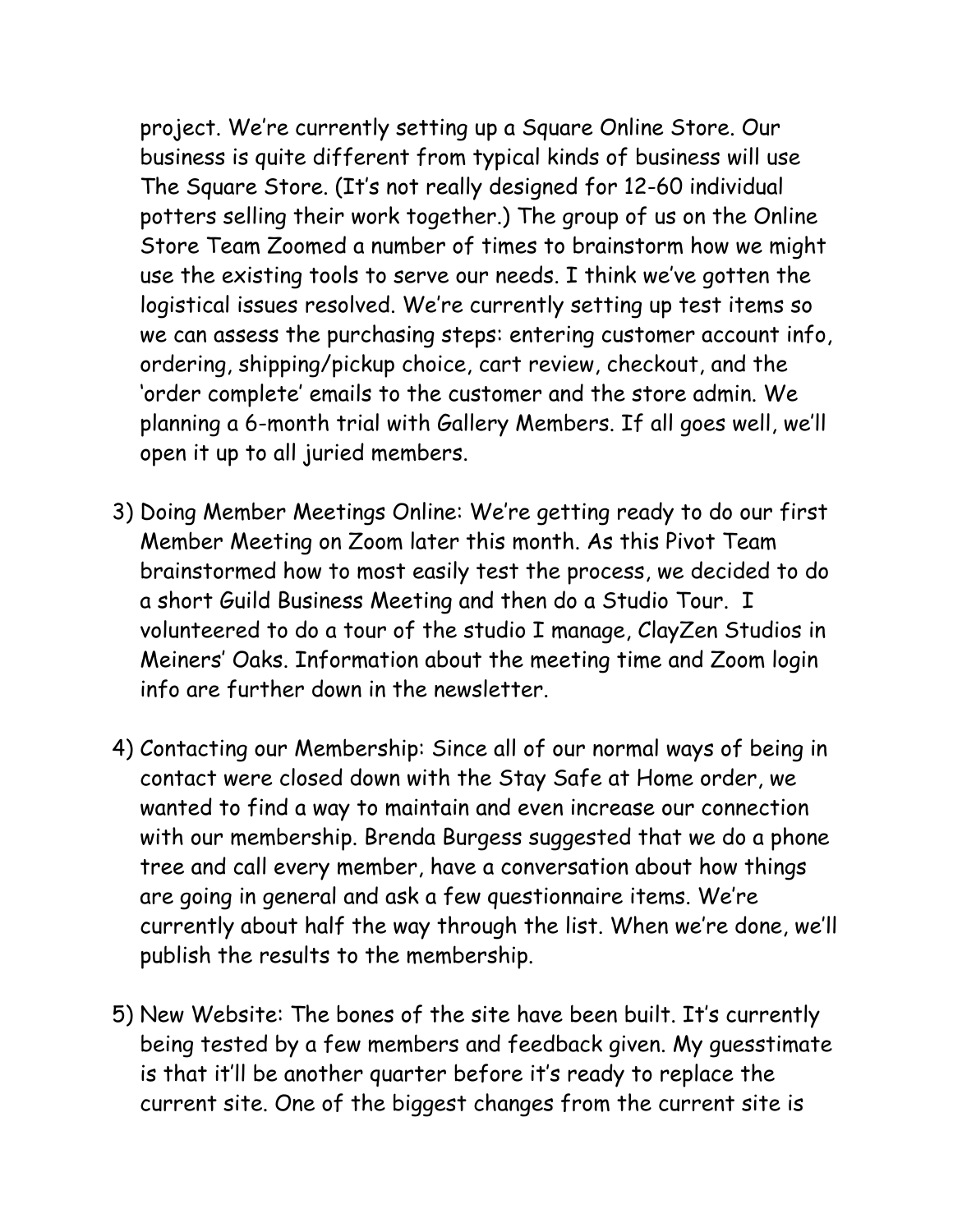project. We're currently setting up a Square Online Store. Our business is quite different from typical kinds of business will use The Square Store. (It's not really designed for 12-60 individual potters selling their work together.) The group of us on the Online Store Team Zoomed a number of times to brainstorm how we might use the existing tools to serve our needs. I think we've gotten the logistical issues resolved. We're currently setting up test items so we can assess the purchasing steps: entering customer account info, ordering, shipping/pickup choice, cart review, checkout, and the 'order complete' emails to the customer and the store admin. We planning a 6-month trial with Gallery Members. If all goes well, we'll open it up to all juried members.

3) Doing Member Meetings Online: We're getting ready to do our first Member Meeting on Zoom later this month. As this Pivot Team brainstormed how to most easily test the process, we decided to do a short Guild Business Meeting and then do a Studio Tour. I volunteered to do a tour of the studio I manage, ClayZen Studios in Meiners' Oaks. Information about the meeting time and Zoom login info are further down in the newsletter.

4) Contacting our Membership: Since all of our normal ways of being in contact were closed down with the Stay Safe at Home order, we wanted to find a way to maintain and even increase our connection with our membership. Brenda Burgess suggested that we do a phone tree and call every member, have a conversation about how things are going in general and ask a few questionnaire items. We're currently about half the way through the list. When we're done, we'll publish the results to the membership.

5) New Website: The bones of the site have been built. It's currently being tested by a few members and feedback given. My guesstimate is that it'll be another quarter before it's ready to replace the current site. One of the biggest changes from the current site is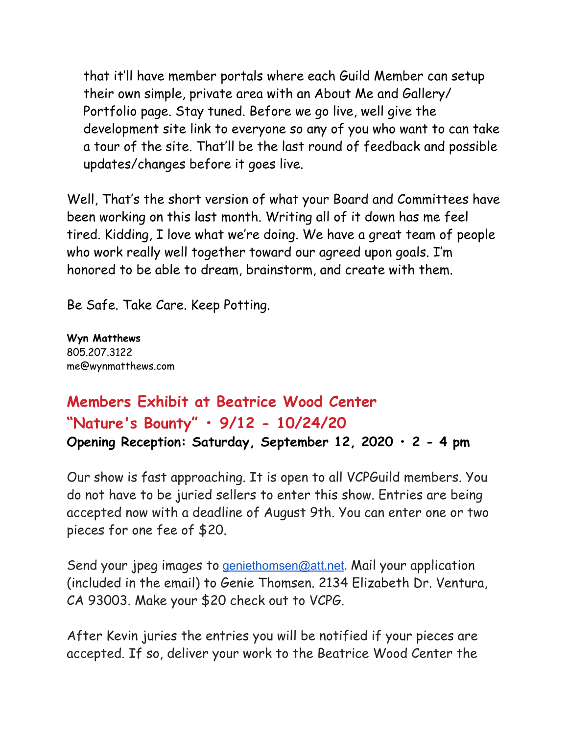that it'll have member portals where each Guild Member can setup their own simple, private area with an About Me and Gallery/ Portfolio page. Stay tuned. Before we go live, well give the development site link to everyone so any of you who want to can take a tour of the site. That'll be the last round of feedback and possible updates/changes before it goes live.

Well, That's the short version of what your Board and Committees have been working on this last month. Writing all of it down has me feel tired. Kidding, I love what we're doing. We have a great team of people who work really well together toward our agreed upon goals. I'm honored to be able to dream, brainstorm, and create with them.

Be Safe. Take Care. Keep Potting.

**Wyn Matthews**
805.207.3122
me@wynmatthews.com

## Members Exhibit at Beatrice Wood Center
## "Nature's Bounty" • 9/12 - 10/24/20

**Opening Reception: Saturday, September 12, 2020 • 2 - 4 pm**

Our show is fast approaching. It is open to all VCPGuild members. You do not have to be juried sellers to enter this show. Entries are being accepted now with a deadline of August 9th. You can enter one or two pieces for one fee of $20.

Send your jpeg images to geniethomsen@att.net. Mail your application (included in the email) to Genie Thomsen. 2134 Elizabeth Dr. Ventura, CA 93003. Make your $20 check out to VCPG.

After Kevin juries the entries you will be notified if your pieces are accepted. If so, deliver your work to the Beatrice Wood Center the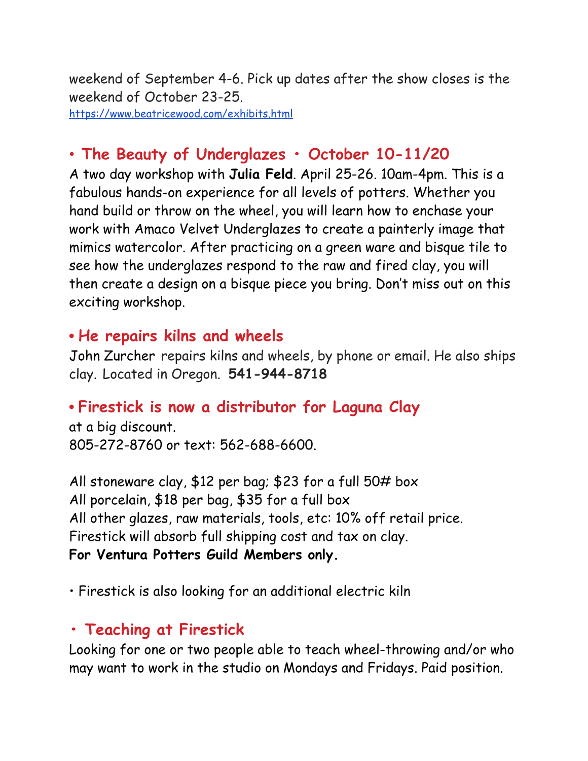weekend of September 4-6. Pick up dates after the show closes is the weekend of October 23-25.
https://www.beatricewood.com/exhibits.html

## • The Beauty of Underglazes • October 10-11/20

A two day workshop with **Julia Feld**. April 25-26. 10am-4pm. This is a fabulous hands-on experience for all levels of potters. Whether you hand build or throw on the wheel, you will learn how to enchase your work with Amaco Velvet Underglazes to create a painterly image that mimics watercolor. After practicing on a green ware and bisque tile to see how the underglazes respond to the raw and fired clay, you will then create a design on a bisque piece you bring. Don't miss out on this exciting workshop.

## • He repairs kilns and wheels

John Zurcher repairs kilns and wheels, by phone or email. He also ships clay. Located in Oregon. **541-944-8718**

## • Firestick is now a distributor for Laguna Clay

at a big discount.
805-272-8760 or text: 562-688-6600.

All stoneware clay, $12 per bag; $23 for a full 50# box
All porcelain, $18 per bag, $35 for a full box
All other glazes, raw materials, tools, etc: 10% off retail price.
Firestick will absorb full shipping cost and tax on clay.
**For Ventura Potters Guild Members only.**

• Firestick is also looking for an additional electric kiln

## • Teaching at Firestick

Looking for one or two people able to teach wheel-throwing and/or who may want to work in the studio on Mondays and Fridays. Paid position.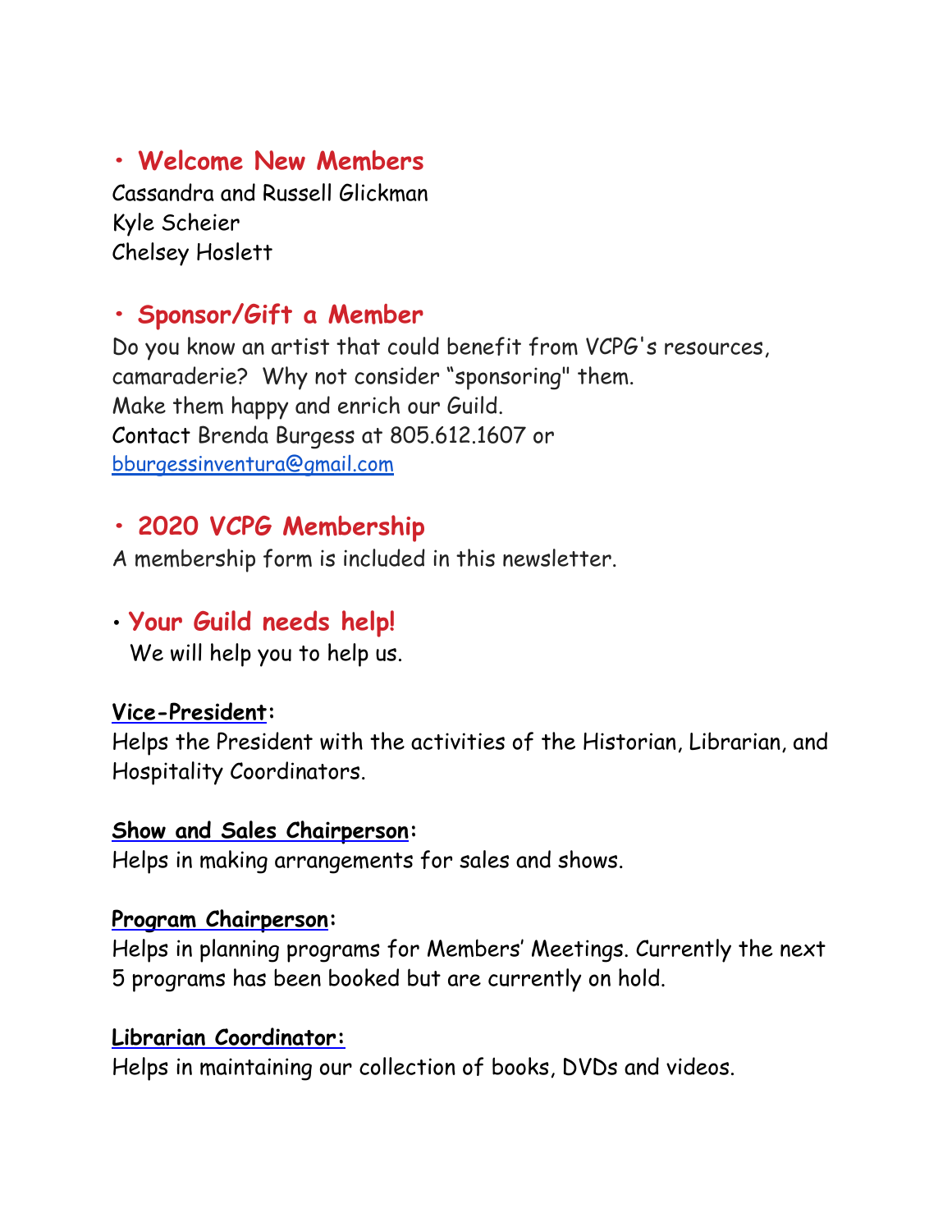## • Welcome New Members

Cassandra and Russell Glickman
Kyle Scheier
Chelsey Hoslett

## • Sponsor/Gift a Member

Do you know an artist that could benefit from VCPG's resources, camaraderie? Why not consider "sponsoring" them.
Make them happy and enrich our Guild.
Contact Brenda Burgess at 805.612.1607 or [bburgessinventura@gmail.com](mailto:bburgessinventura@gmail.com)

## • 2020 VCPG Membership

A membership form is included in this newsletter.

## • Your Guild needs help!

We will help you to help us.

**Vice-President:**
Helps the President with the activities of the Historian, Librarian, and Hospitality Coordinators.

**Show and Sales Chairperson:**
Helps in making arrangements for sales and shows.

**Program Chairperson:**
Helps in planning programs for Members' Meetings. Currently the next 5 programs has been booked but are currently on hold.

**Librarian Coordinator:**
Helps in maintaining our collection of books, DVDs and videos.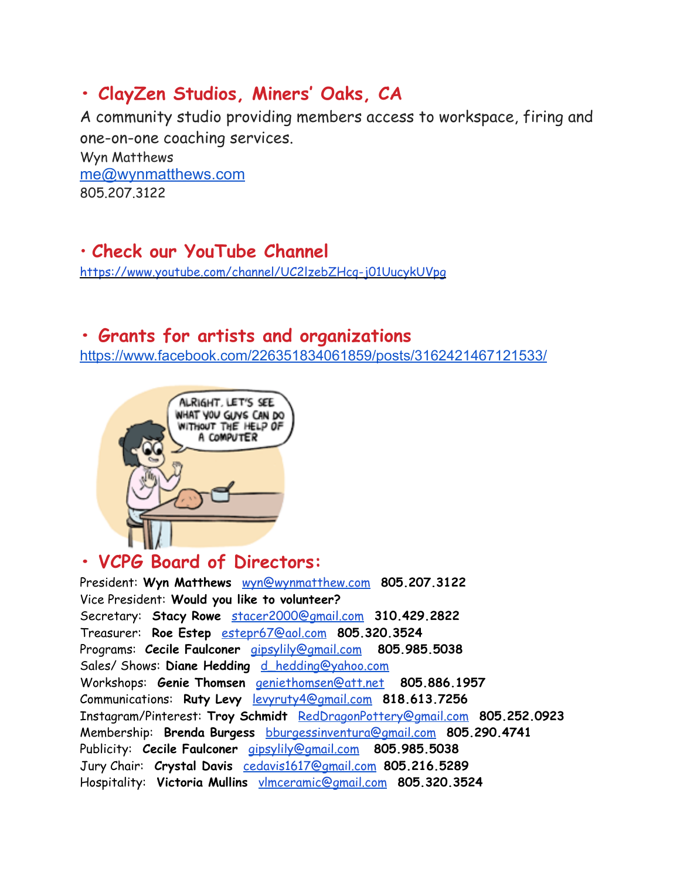## • ClayZen Studios, Miners' Oaks, CA

A community studio providing members access to workspace, firing and one-on-one coaching services.

Wyn Matthews
me@wynmatthews.com
805.207.3122

## • Check our YouTube Channel

https://www.youtube.com/channel/UC2lzebZHcq-j01UucykUVpg

## • Grants for artists and organizations

https://www.facebook.com/226351834061859/posts/3162421467121533/

## • VCPG Board of Directors:

President: **Wyn Matthews** wyn@wynmatthew.com **805.207.3122**
Vice President: **Would you like to volunteer?**
Secretary: **Stacy Rowe** stacer2000@gmail.com **310.429.2822**
Treasurer: **Roe Estep** estepr67@aol.com **805.320.3524**
Programs: **Cecile Faulconer** gipsylily@gmail.com **805.985.5038**
Sales/ Shows: **Diane Hedding** d_hedding@yahoo.com
Workshops: **Genie Thomsen** geniethomsen@att.net **805.886.1957**
Communications: **Ruty Levy** levyruty4@gmail.com **818.613.7256**
Instagram/Pinterest: **Troy Schmidt** RedDragonPottery@gmail.com **805.252.0923**
Membership: **Brenda Burgess** bburgessinventura@gmail.com **805.290.4741**
Publicity: **Cecile Faulconer** gipsylily@gmail.com **805.985.5038**
Jury Chair: **Crystal Davis** cedavis1617@gmail.com **805.216.5289**
Hospitality: **Victoria Mullins** vlmceramic@gmail.com **805.320.3524**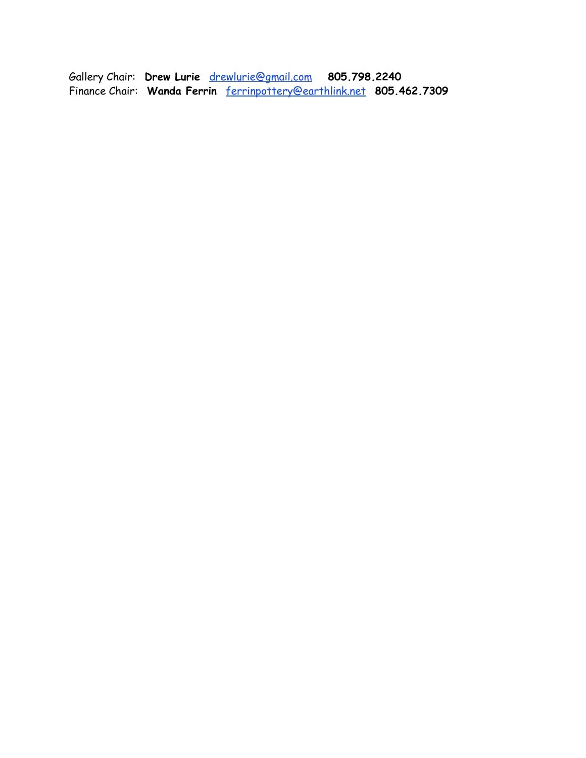Gallery Chair: **Drew Lurie** drewlurie@gmail.com **805.798.2240**
Finance Chair: **Wanda Ferrin** ferrinpottery@earthlink.net **805.462.7309**